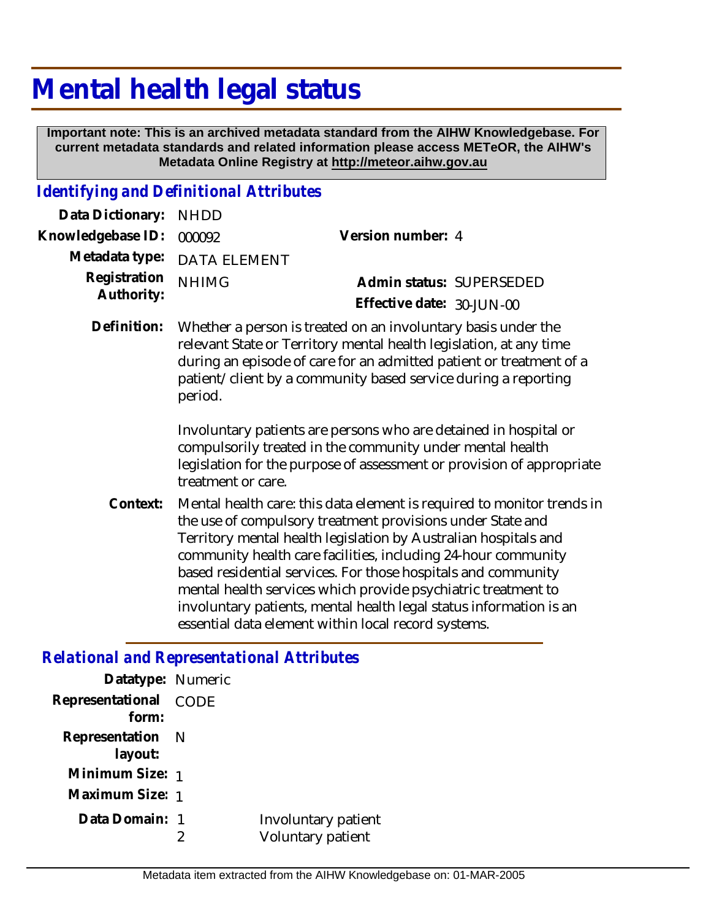# Mental health legal status

**Important note: This is an archived metadata standard from the AIHW Knowledgebase. For current metadata standards and related information please access METeOR, the AIHW's Metadata Online Registry at http://meteor.aihw.gov.au**

## *Identifying and Definitional Attributes*

| | | | |
|---|---|---|---|
| **Data Dictionary:** | NHDD | | |
| **Knowledgebase ID:** | 000092 | **Version number:** | 4 |
| **Metadata type:** | DATA ELEMENT | | |
| **Registration Authority:** | NHIMG | **Admin status:** | SUPERSEDED |
| | | **Effective date:** | 30-JUN-00 |

**Definition:** Whether a person is treated on an involuntary basis under the relevant State or Territory mental health legislation, at any time during an episode of care for an admitted patient or treatment of a patient/client by a community based service during a reporting period.

Involuntary patients are persons who are detained in hospital or compulsorily treated in the community under mental health legislation for the purpose of assessment or provision of appropriate treatment or care.

**Context:** Mental health care: this data element is required to monitor trends in the use of compulsory treatment provisions under State and Territory mental health legislation by Australian hospitals and community health care facilities, including 24-hour community based residential services. For those hospitals and community mental health services which provide psychiatric treatment to involuntary patients, mental health legal status information is an essential data element within local record systems.

## *Relational and Representational Attributes*

**Datatype:** Numeric

**Representational form:** CODE

**Representation layout:** N

**Minimum Size:** 1

**Maximum Size:** 1

**Data Domain:**

| | |
|---|---|
| 1 | Involuntary patient |
| 2 | Voluntary patient |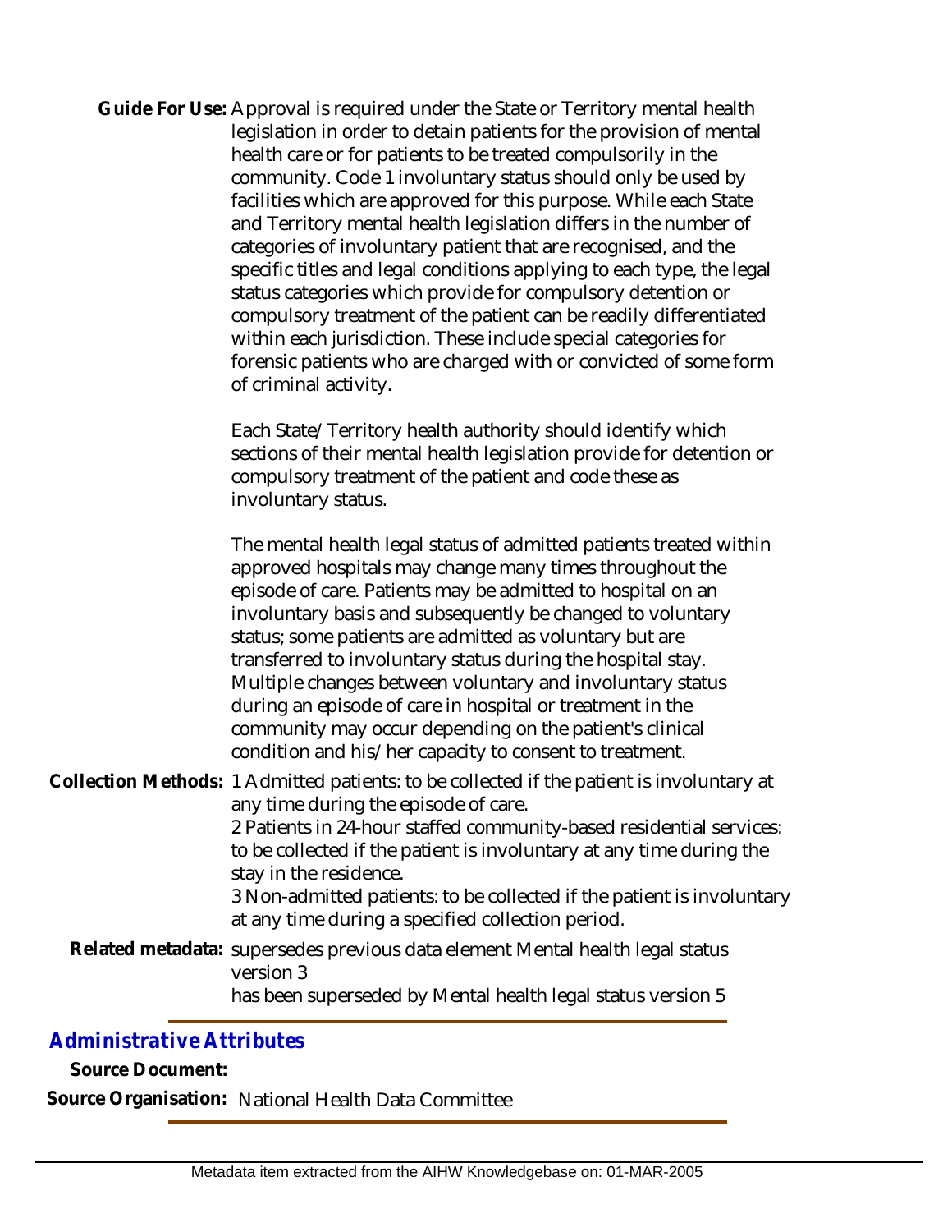**Guide For Use:** Approval is required under the State or Territory mental health legislation in order to detain patients for the provision of mental health care or for patients to be treated compulsorily in the community. Code 1 involuntary status should only be used by facilities which are approved for this purpose. While each State and Territory mental health legislation differs in the number of categories of involuntary patient that are recognised, and the specific titles and legal conditions applying to each type, the legal status categories which provide for compulsory detention or compulsory treatment of the patient can be readily differentiated within each jurisdiction. These include special categories for forensic patients who are charged with or convicted of some form of criminal activity.

Each State/Territory health authority should identify which sections of their mental health legislation provide for detention or compulsory treatment of the patient and code these as involuntary status.

The mental health legal status of admitted patients treated within approved hospitals may change many times throughout the episode of care. Patients may be admitted to hospital on an involuntary basis and subsequently be changed to voluntary status; some patients are admitted as voluntary but are transferred to involuntary status during the hospital stay. Multiple changes between voluntary and involuntary status during an episode of care in hospital or treatment in the community may occur depending on the patient's clinical condition and his/her capacity to consent to treatment.

**Collection Methods:** 1 Admitted patients: to be collected if the patient is involuntary at any time during the episode of care.
2 Patients in 24-hour staffed community-based residential services: to be collected if the patient is involuntary at any time during the stay in the residence.
3 Non-admitted patients: to be collected if the patient is involuntary at any time during a specified collection period.

**Related metadata:** supersedes previous data element Mental health legal status version 3
has been superseded by Mental health legal status version 5

## *Administrative Attributes*

**Source Document:**

**Source Organisation:** National Health Data Committee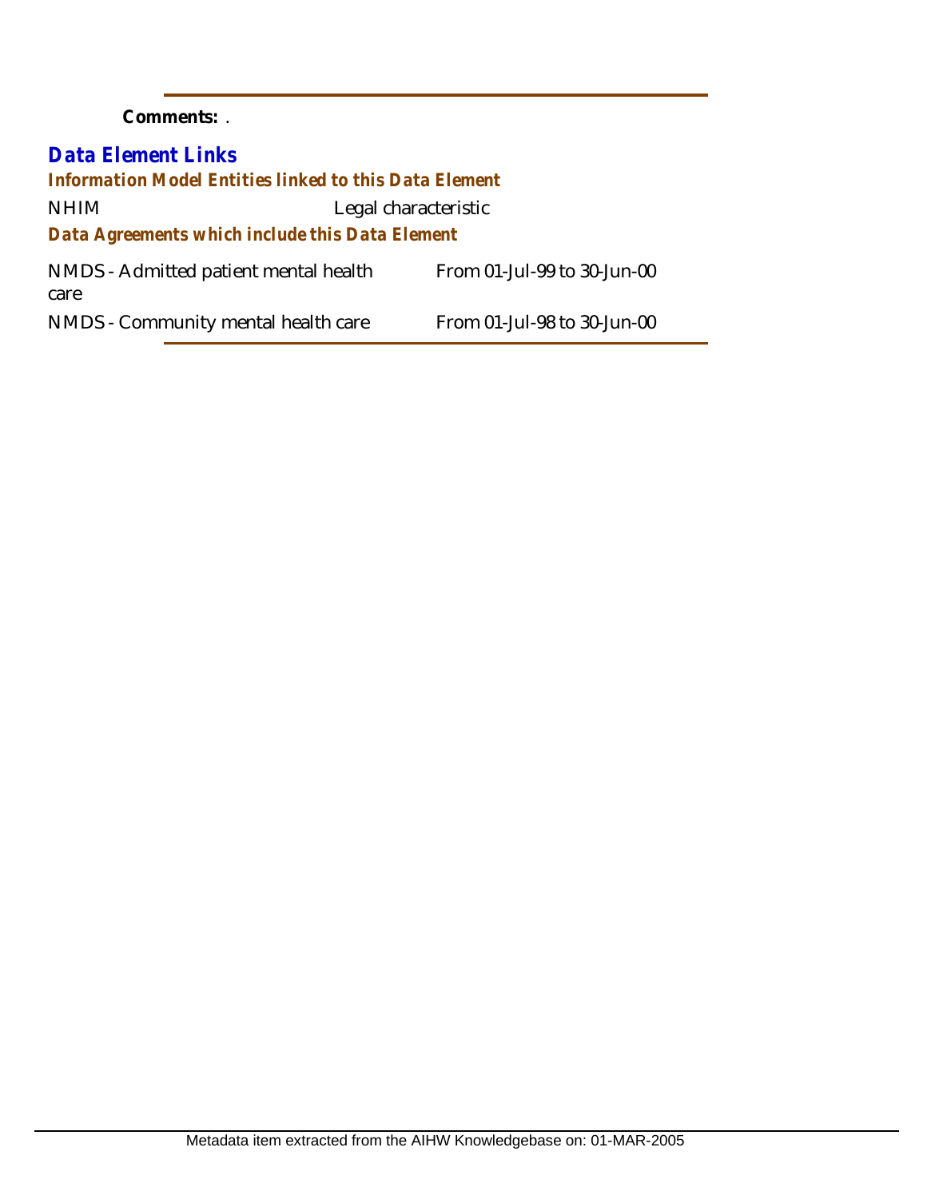**Comments:** .

## Data Element Links

### *Information Model Entities linked to this Data Element*

| | |
|---|---|
| NHIM | Legal characteristic |

### *Data Agreements which include this Data Element*

| | |
|---|---|
| NMDS - Admitted patient mental health care | From 01-Jul-99 to 30-Jun-00 |
| NMDS - Community mental health care | From 01-Jul-98 to 30-Jun-00 |

Metadata item extracted from the AIHW Knowledgebase on: 01-MAR-2005